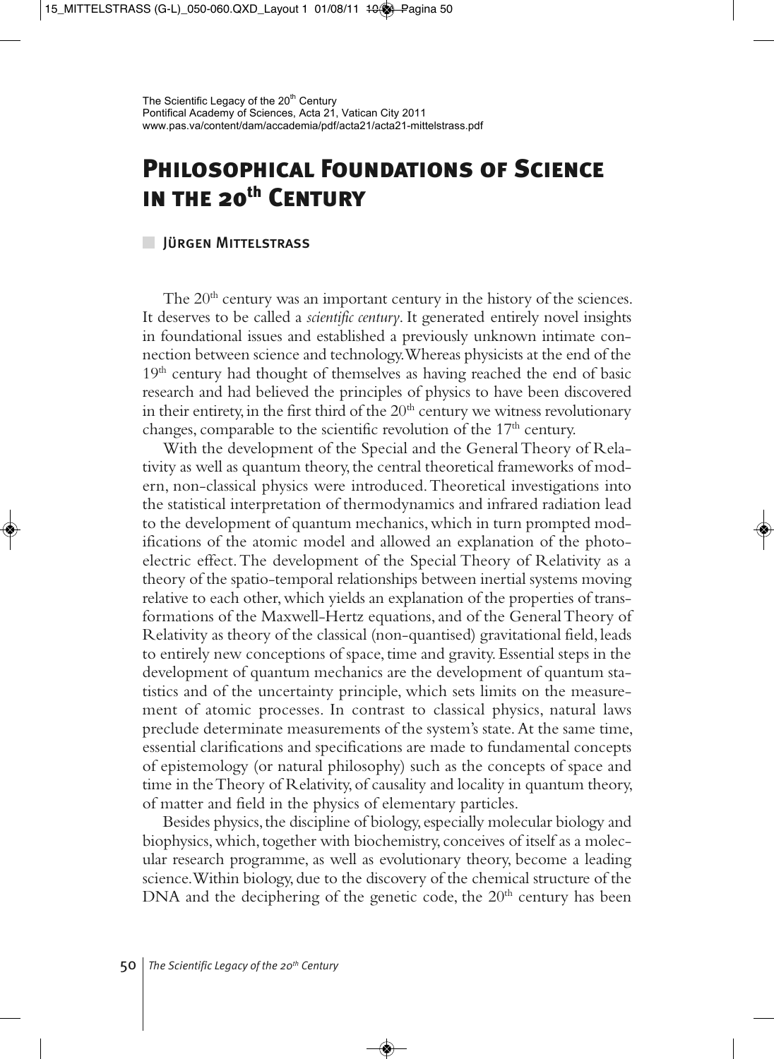# Philosophical Foundations of Science in the 20th Century

**Jürgen Mittelstrass**

The 20th century was an important century in the history of the sciences. It deserves to be called a *scientific century*. It generated entirely novel insights in foundational issues and established a previously unknown intimate connection between science and technology. Whereas physicists at the end of the 19th century had thought of themselves as having reached the end of basic research and had believed the principles of physics to have been discovered in their entirety, in the first third of the 20th century we witness revolutionary changes, comparable to the scientific revolution of the 17th century.

With the development of the Special and the General Theory of Relativity as well as quantum theory, the central theoretical frameworks of modern, non-classical physics were introduced. Theoretical investigations into the statistical interpretation of thermodynamics and infrared radiation lead to the development of quantum mechanics, which in turn prompted modifications of the atomic model and allowed an explanation of the photoelectric effect. The development of the Special Theory of Relativity as a theory of the spatio-temporal relationships between inertial systems moving relative to each other, which yields an explanation of the properties of transformations of the Maxwell-Hertz equations, and of the General Theory of Relativity as theory of the classical (non-quantised) gravitational field, leads to entirely new conceptions of space, time and gravity. Essential steps in the development of quantum mechanics are the development of quantum statistics and of the uncertainty principle, which sets limits on the measurement of atomic processes. In contrast to classical physics, natural laws preclude determinate measurements of the system's state. At the same time, essential clarifications and specifications are made to fundamental concepts of epistemology (or natural philosophy) such as the concepts of space and time in the Theory of Relativity, of causality and locality in quantum theory, of matter and field in the physics of elementary particles.

Besides physics, the discipline of biology, especially molecular biology and biophysics, which, together with biochemistry, conceives of itself as a molecular research programme, as well as evolutionary theory, become a leading science. Within biology, due to the discovery of the chemical structure of the DNA and the deciphering of the genetic code, the 20th century has been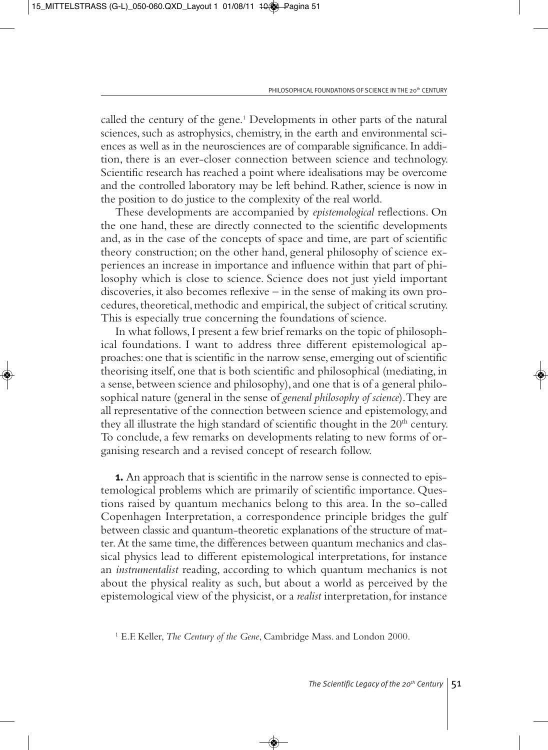called the century of the gene.[1] Developments in other parts of the natural sciences, such as astrophysics, chemistry, in the earth and environmental sciences as well as in the neurosciences are of comparable significance. In addition, there is an ever-closer connection between science and technology. Scientific research has reached a point where idealisations may be overcome and the controlled laboratory may be left behind. Rather, science is now in the position to do justice to the complexity of the real world.

These developments are accompanied by *epistemological* reflections. On the one hand, these are directly connected to the scientific developments and, as in the case of the concepts of space and time, are part of scientific theory construction; on the other hand, general philosophy of science experiences an increase in importance and influence within that part of philosophy which is close to science. Science does not just yield important discoveries, it also becomes reflexive – in the sense of making its own procedures, theoretical, methodic and empirical, the subject of critical scrutiny. This is especially true concerning the foundations of science.

In what follows, I present a few brief remarks on the topic of philosophical foundations. I want to address three different epistemological approaches: one that is scientific in the narrow sense, emerging out of scientific theorising itself, one that is both scientific and philosophical (mediating, in a sense, between science and philosophy), and one that is of a general philosophical nature (general in the sense of *general philosophy of science*). They are all representative of the connection between science and epistemology, and they all illustrate the high standard of scientific thought in the 20th century. To conclude, a few remarks on developments relating to new forms of organising research and a revised concept of research follow.

**1.** An approach that is scientific in the narrow sense is connected to epistemological problems which are primarily of scientific importance. Questions raised by quantum mechanics belong to this area. In the so-called Copenhagen Interpretation, a correspondence principle bridges the gulf between classic and quantum-theoretic explanations of the structure of matter. At the same time, the differences between quantum mechanics and classical physics lead to different epistemological interpretations, for instance an *instrumentalist* reading, according to which quantum mechanics is not about the physical reality as such, but about a world as perceived by the epistemological view of the physicist, or a *realist* interpretation, for instance

[1] E.F. Keller, *The Century of the Gene*, Cambridge Mass. and London 2000.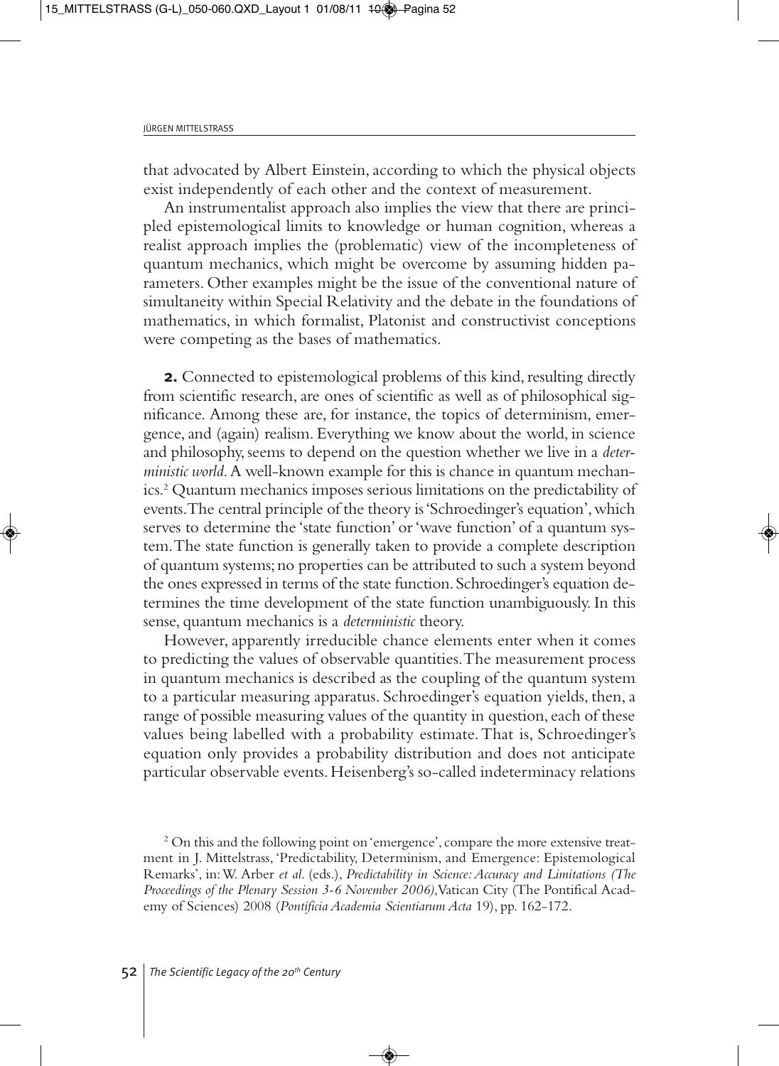that advocated by Albert Einstein, according to which the physical objects exist independently of each other and the context of measurement.

An instrumentalist approach also implies the view that there are principled epistemological limits to knowledge or human cognition, whereas a realist approach implies the (problematic) view of the incompleteness of quantum mechanics, which might be overcome by assuming hidden parameters. Other examples might be the issue of the conventional nature of simultaneity within Special Relativity and the debate in the foundations of mathematics, in which formalist, Platonist and constructivist conceptions were competing as the bases of mathematics.

**2.** Connected to epistemological problems of this kind, resulting directly from scientific research, are ones of scientific as well as of philosophical significance. Among these are, for instance, the topics of determinism, emergence, and (again) realism. Everything we know about the world, in science and philosophy, seems to depend on the question whether we live in a *deterministic world*. A well-known example for this is chance in quantum mechanics.[2] Quantum mechanics imposes serious limitations on the predictability of events. The central principle of the theory is 'Schroedinger's equation', which serves to determine the 'state function' or 'wave function' of a quantum system. The state function is generally taken to provide a complete description of quantum systems; no properties can be attributed to such a system beyond the ones expressed in terms of the state function. Schroedinger's equation determines the time development of the state function unambiguously. In this sense, quantum mechanics is a *deterministic* theory.

However, apparently irreducible chance elements enter when it comes to predicting the values of observable quantities. The measurement process in quantum mechanics is described as the coupling of the quantum system to a particular measuring apparatus. Schroedinger's equation yields, then, a range of possible measuring values of the quantity in question, each of these values being labelled with a probability estimate. That is, Schroedinger's equation only provides a probability distribution and does not anticipate particular observable events. Heisenberg's so-called indeterminacy relations

[2] On this and the following point on 'emergence', compare the more extensive treatment in J. Mittelstrass, 'Predictability, Determinism, and Emergence: Epistemological Remarks', in: W. Arber *et al.* (eds.), *Predictability in Science: Accuracy and Limitations (The Proceedings of the Plenary Session 3-6 November 2006)*, Vatican City (The Pontifical Academy of Sciences) 2008 (*Pontificia Academia Scientiarum Acta* 19), pp. 162-172.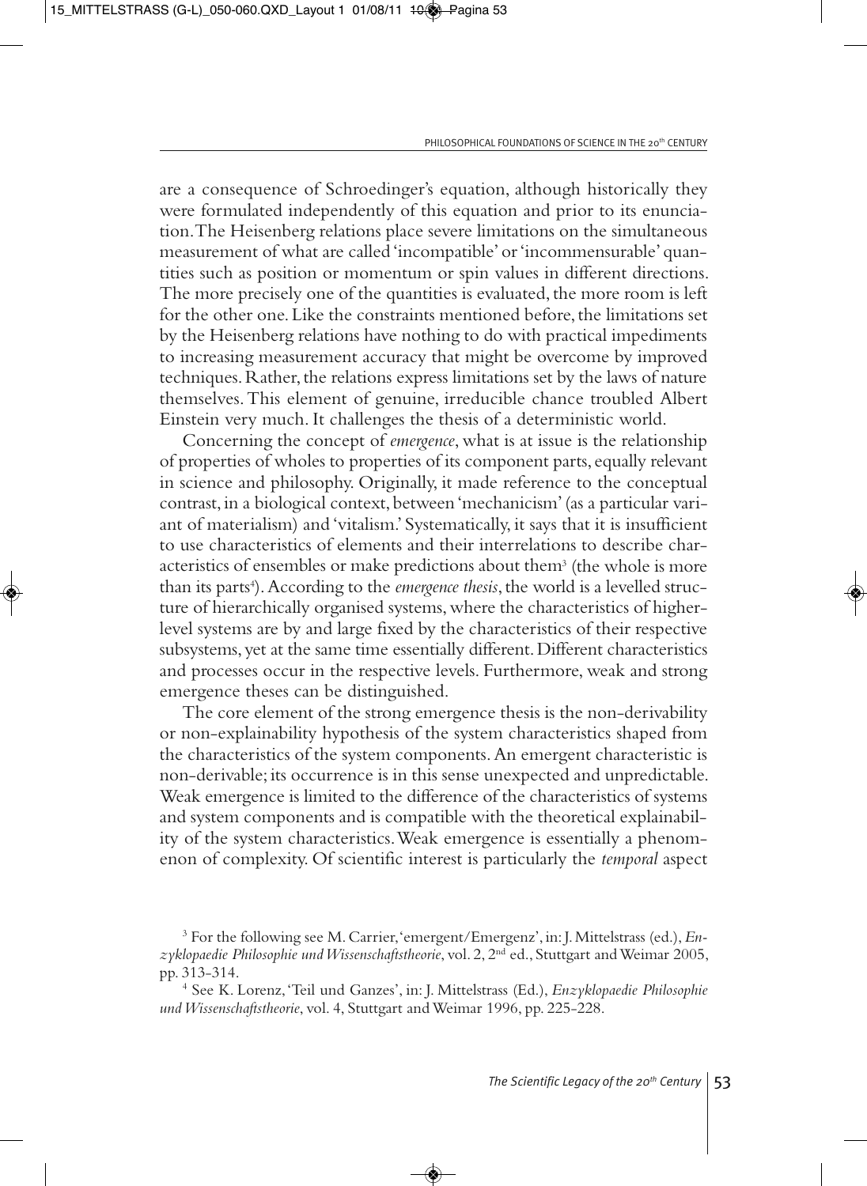are a consequence of Schroedinger's equation, although historically they were formulated independently of this equation and prior to its enunciation. The Heisenberg relations place severe limitations on the simultaneous measurement of what are called 'incompatible' or 'incommensurable' quantities such as position or momentum or spin values in different directions. The more precisely one of the quantities is evaluated, the more room is left for the other one. Like the constraints mentioned before, the limitations set by the Heisenberg relations have nothing to do with practical impediments to increasing measurement accuracy that might be overcome by improved techniques. Rather, the relations express limitations set by the laws of nature themselves. This element of genuine, irreducible chance troubled Albert Einstein very much. It challenges the thesis of a deterministic world.

Concerning the concept of *emergence*, what is at issue is the relationship of properties of wholes to properties of its component parts, equally relevant in science and philosophy. Originally, it made reference to the conceptual contrast, in a biological context, between 'mechanicism' (as a particular variant of materialism) and 'vitalism.' Systematically, it says that it is insufficient to use characteristics of elements and their interrelations to describe characteristics of ensembles or make predictions about them[3] (the whole is more than its parts[4]). According to the *emergence thesis*, the world is a levelled structure of hierarchically organised systems, where the characteristics of higher-level systems are by and large fixed by the characteristics of their respective subsystems, yet at the same time essentially different. Different characteristics and processes occur in the respective levels. Furthermore, weak and strong emergence theses can be distinguished.

The core element of the strong emergence thesis is the non-derivability or non-explainability hypothesis of the system characteristics shaped from the characteristics of the system components. An emergent characteristic is non-derivable; its occurrence is in this sense unexpected and unpredictable. Weak emergence is limited to the difference of the characteristics of systems and system components and is compatible with the theoretical explainability of the system characteristics. Weak emergence is essentially a phenomenon of complexity. Of scientific interest is particularly the *temporal* aspect

[3] For the following see M. Carrier, 'emergent/Emergenz', in: J. Mittelstrass (ed.), *Enzyklopaedie Philosophie und Wissenschaftstheorie*, vol. 2, 2nd ed., Stuttgart and Weimar 2005, pp. 313-314.

[4] See K. Lorenz, 'Teil und Ganzes', in: J. Mittelstrass (Ed.), *Enzyklopaedie Philosophie und Wissenschaftstheorie*, vol. 4, Stuttgart and Weimar 1996, pp. 225-228.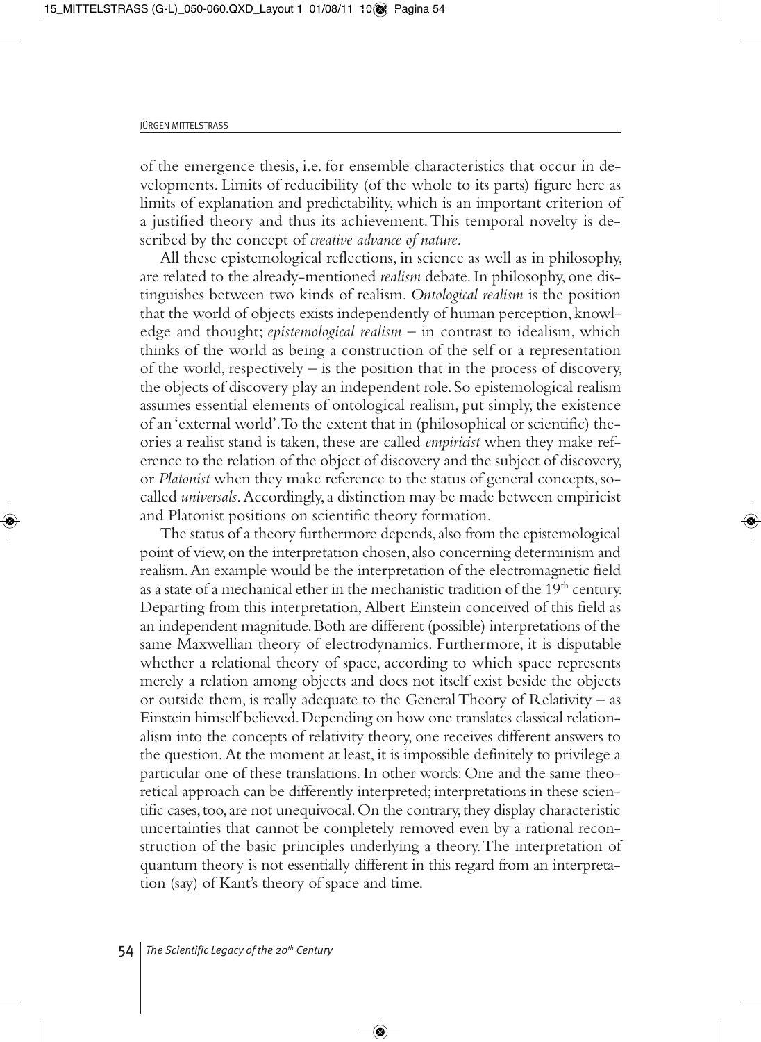of the emergence thesis, i.e. for ensemble characteristics that occur in developments. Limits of reducibility (of the whole to its parts) figure here as limits of explanation and predictability, which is an important criterion of a justified theory and thus its achievement. This temporal novelty is described by the concept of *creative advance of nature*.

All these epistemological reflections, in science as well as in philosophy, are related to the already-mentioned *realism* debate. In philosophy, one distinguishes between two kinds of realism. *Ontological realism* is the position that the world of objects exists independently of human perception, knowledge and thought; *epistemological realism* – in contrast to idealism, which thinks of the world as being a construction of the self or a representation of the world, respectively – is the position that in the process of discovery, the objects of discovery play an independent role. So epistemological realism assumes essential elements of ontological realism, put simply, the existence of an 'external world'. To the extent that in (philosophical or scientific) theories a realist stand is taken, these are called *empiricist* when they make reference to the relation of the object of discovery and the subject of discovery, or *Platonist* when they make reference to the status of general concepts, so-called *universals*. Accordingly, a distinction may be made between empiricist and Platonist positions on scientific theory formation.

The status of a theory furthermore depends, also from the epistemological point of view, on the interpretation chosen, also concerning determinism and realism. An example would be the interpretation of the electromagnetic field as a state of a mechanical ether in the mechanistic tradition of the 19th century. Departing from this interpretation, Albert Einstein conceived of this field as an independent magnitude. Both are different (possible) interpretations of the same Maxwellian theory of electrodynamics. Furthermore, it is disputable whether a relational theory of space, according to which space represents merely a relation among objects and does not itself exist beside the objects or outside them, is really adequate to the General Theory of Relativity – as Einstein himself believed. Depending on how one translates classical relationalism into the concepts of relativity theory, one receives different answers to the question. At the moment at least, it is impossible definitely to privilege a particular one of these translations. In other words: One and the same theoretical approach can be differently interpreted; interpretations in these scientific cases, too, are not unequivocal. On the contrary, they display characteristic uncertainties that cannot be completely removed even by a rational reconstruction of the basic principles underlying a theory. The interpretation of quantum theory is not essentially different in this regard from an interpretation (say) of Kant's theory of space and time.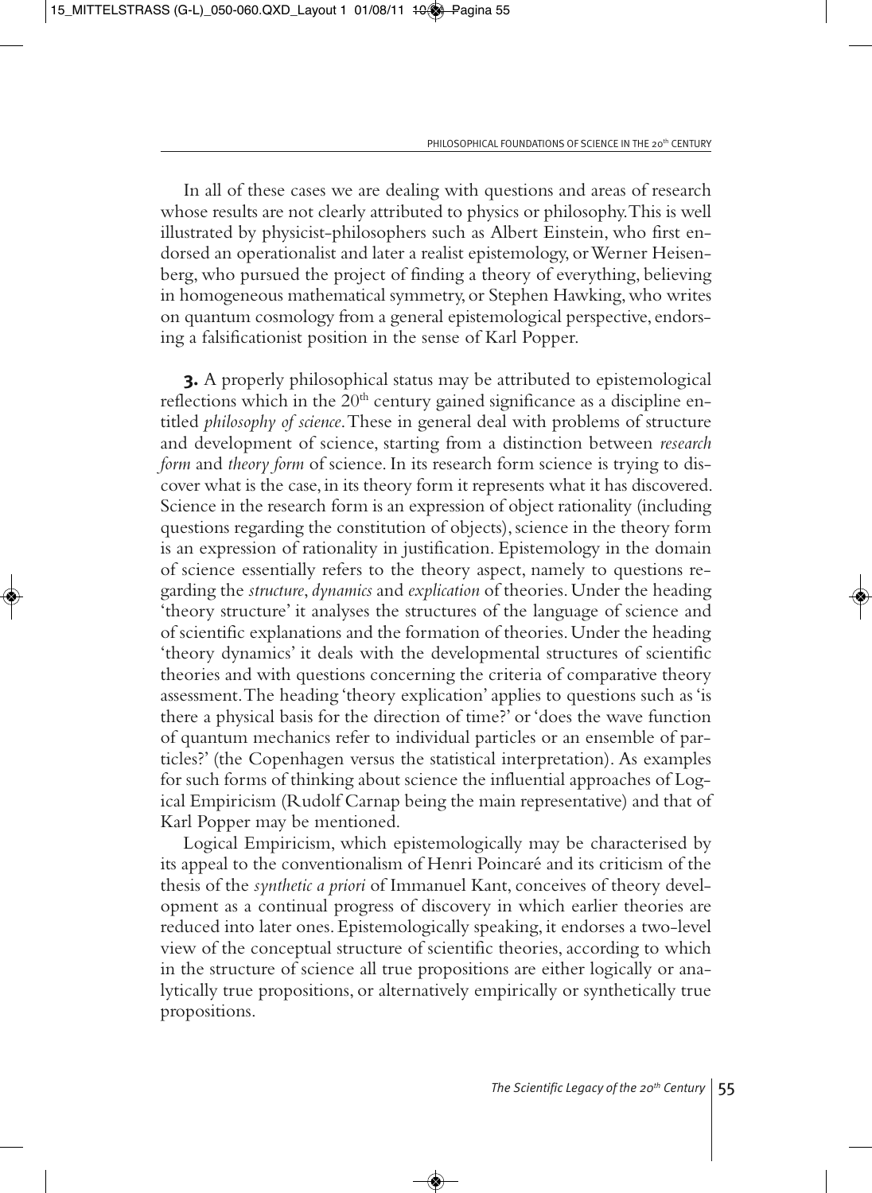In all of these cases we are dealing with questions and areas of research whose results are not clearly attributed to physics or philosophy. This is well illustrated by physicist-philosophers such as Albert Einstein, who first endorsed an operationalist and later a realist epistemology, or Werner Heisenberg, who pursued the project of finding a theory of everything, believing in homogeneous mathematical symmetry, or Stephen Hawking, who writes on quantum cosmology from a general epistemological perspective, endorsing a falsificationist position in the sense of Karl Popper.

**3.** A properly philosophical status may be attributed to epistemological reflections which in the 20th century gained significance as a discipline entitled *philosophy of science*. These in general deal with problems of structure and development of science, starting from a distinction between *research form* and *theory form* of science. In its research form science is trying to discover what is the case, in its theory form it represents what it has discovered. Science in the research form is an expression of object rationality (including questions regarding the constitution of objects), science in the theory form is an expression of rationality in justification. Epistemology in the domain of science essentially refers to the theory aspect, namely to questions regarding the *structure*, *dynamics* and *explication* of theories. Under the heading 'theory structure' it analyses the structures of the language of science and of scientific explanations and the formation of theories. Under the heading 'theory dynamics' it deals with the developmental structures of scientific theories and with questions concerning the criteria of comparative theory assessment. The heading 'theory explication' applies to questions such as 'is there a physical basis for the direction of time?' or 'does the wave function of quantum mechanics refer to individual particles or an ensemble of particles?' (the Copenhagen versus the statistical interpretation). As examples for such forms of thinking about science the influential approaches of Logical Empiricism (Rudolf Carnap being the main representative) and that of Karl Popper may be mentioned.

Logical Empiricism, which epistemologically may be characterised by its appeal to the conventionalism of Henri Poincaré and its criticism of the thesis of the *synthetic a priori* of Immanuel Kant, conceives of theory development as a continual progress of discovery in which earlier theories are reduced into later ones. Epistemologically speaking, it endorses a two-level view of the conceptual structure of scientific theories, according to which in the structure of science all true propositions are either logically or analytically true propositions, or alternatively empirically or synthetically true propositions.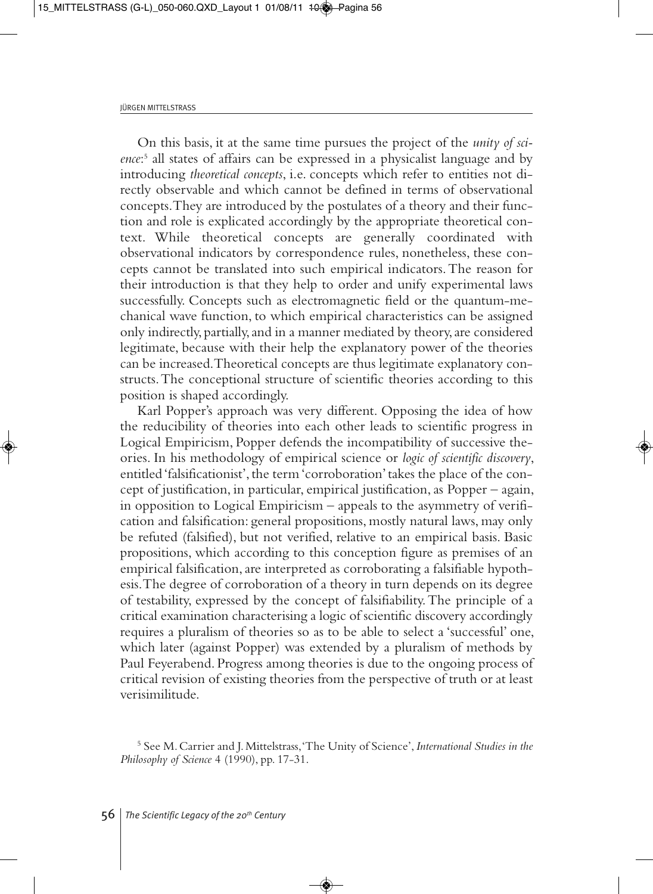On this basis, it at the same time pursues the project of the *unity of science*:[5] all states of affairs can be expressed in a physicalist language and by introducing *theoretical concepts*, i.e. concepts which refer to entities not directly observable and which cannot be defined in terms of observational concepts. They are introduced by the postulates of a theory and their function and role is explicated accordingly by the appropriate theoretical context. While theoretical concepts are generally coordinated with observational indicators by correspondence rules, nonetheless, these concepts cannot be translated into such empirical indicators. The reason for their introduction is that they help to order and unify experimental laws successfully. Concepts such as electromagnetic field or the quantum-mechanical wave function, to which empirical characteristics can be assigned only indirectly, partially, and in a manner mediated by theory, are considered legitimate, because with their help the explanatory power of the theories can be increased. Theoretical concepts are thus legitimate explanatory constructs. The conceptional structure of scientific theories according to this position is shaped accordingly.

Karl Popper's approach was very different. Opposing the idea of how the reducibility of theories into each other leads to scientific progress in Logical Empiricism, Popper defends the incompatibility of successive theories. In his methodology of empirical science or *logic of scientific discovery*, entitled 'falsificationist', the term 'corroboration' takes the place of the concept of justification, in particular, empirical justification, as Popper – again, in opposition to Logical Empiricism – appeals to the asymmetry of verification and falsification: general propositions, mostly natural laws, may only be refuted (falsified), but not verified, relative to an empirical basis. Basic propositions, which according to this conception figure as premises of an empirical falsification, are interpreted as corroborating a falsifiable hypothesis. The degree of corroboration of a theory in turn depends on its degree of testability, expressed by the concept of falsifiability. The principle of a critical examination characterising a logic of scientific discovery accordingly requires a pluralism of theories so as to be able to select a 'successful' one, which later (against Popper) was extended by a pluralism of methods by Paul Feyerabend. Progress among theories is due to the ongoing process of critical revision of existing theories from the perspective of truth or at least verisimilitude.

[5] See M. Carrier and J. Mittelstrass, 'The Unity of Science', *International Studies in the Philosophy of Science* 4 (1990), pp. 17-31.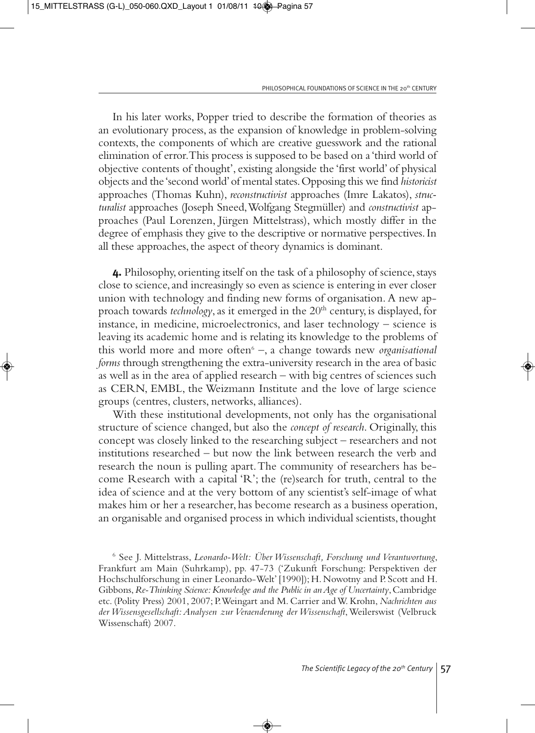In his later works, Popper tried to describe the formation of theories as an evolutionary process, as the expansion of knowledge in problem-solving contexts, the components of which are creative guesswork and the rational elimination of error. This process is supposed to be based on a 'third world of objective contents of thought', existing alongside the 'first world' of physical objects and the 'second world' of mental states. Opposing this we find *historicist* approaches (Thomas Kuhn), *reconstructivist* approaches (Imre Lakatos), *structuralist* approaches (Joseph Sneed, Wolfgang Stegmüller) and *constructivist* approaches (Paul Lorenzen, Jürgen Mittelstrass), which mostly differ in the degree of emphasis they give to the descriptive or normative perspectives. In all these approaches, the aspect of theory dynamics is dominant.

**4.** Philosophy, orienting itself on the task of a philosophy of science, stays close to science, and increasingly so even as science is entering in ever closer union with technology and finding new forms of organisation. A new approach towards *technology*, as it emerged in the 20th century, is displayed, for instance, in medicine, microelectronics, and laser technology – science is leaving its academic home and is relating its knowledge to the problems of this world more and more often[6] –, a change towards new *organisational forms* through strengthening the extra-university research in the area of basic as well as in the area of applied research – with big centres of sciences such as CERN, EMBL, the Weizmann Institute and the love of large science groups (centres, clusters, networks, alliances).

With these institutional developments, not only has the organisational structure of science changed, but also the *concept of research*. Originally, this concept was closely linked to the researching subject – researchers and not institutions researched – but now the link between research the verb and research the noun is pulling apart. The community of researchers has become Research with a capital 'R'; the (re)search for truth, central to the idea of science and at the very bottom of any scientist's self-image of what makes him or her a researcher, has become research as a business operation, an organisable and organised process in which individual scientists, thought

[6] See J. Mittelstrass, *Leonardo-Welt: Über Wissenschaft, Forschung und Verantwortung*, Frankfurt am Main (Suhrkamp), pp. 47-73 ('Zukunft Forschung: Perspektiven der Hochschulforschung in einer Leonardo-Welt' [1990]); H. Nowotny and P. Scott and H. Gibbons, *Re-Thinking Science: Knowledge and the Public in an Age of Uncertainty*, Cambridge etc. (Polity Press) 2001, 2007; P. Weingart and M. Carrier and W. Krohn, *Nachrichten aus der Wissensgesellschaft: Analysen zur Veraenderung der Wissenschaft*, Weilerswist (Velbruck Wissenschaft) 2007.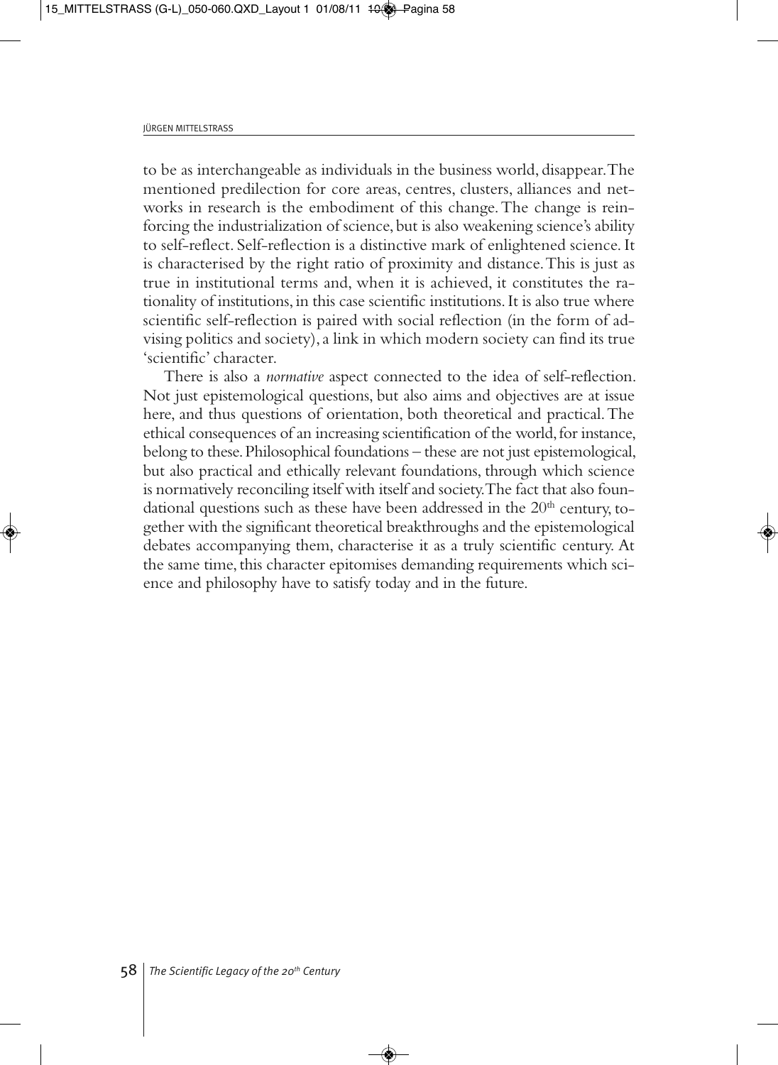to be as interchangeable as individuals in the business world, disappear. The mentioned predilection for core areas, centres, clusters, alliances and networks in research is the embodiment of this change. The change is reinforcing the industrialization of science, but is also weakening science's ability to self-reflect. Self-reflection is a distinctive mark of enlightened science. It is characterised by the right ratio of proximity and distance. This is just as true in institutional terms and, when it is achieved, it constitutes the rationality of institutions, in this case scientific institutions. It is also true where scientific self-reflection is paired with social reflection (in the form of advising politics and society), a link in which modern society can find its true 'scientific' character.

There is also a *normative* aspect connected to the idea of self-reflection. Not just epistemological questions, but also aims and objectives are at issue here, and thus questions of orientation, both theoretical and practical. The ethical consequences of an increasing scientification of the world, for instance, belong to these. Philosophical foundations – these are not just epistemological, but also practical and ethically relevant foundations, through which science is normatively reconciling itself with itself and society. The fact that also foundational questions such as these have been addressed in the 20th century, together with the significant theoretical breakthroughs and the epistemological debates accompanying them, characterise it as a truly scientific century. At the same time, this character epitomises demanding requirements which science and philosophy have to satisfy today and in the future.